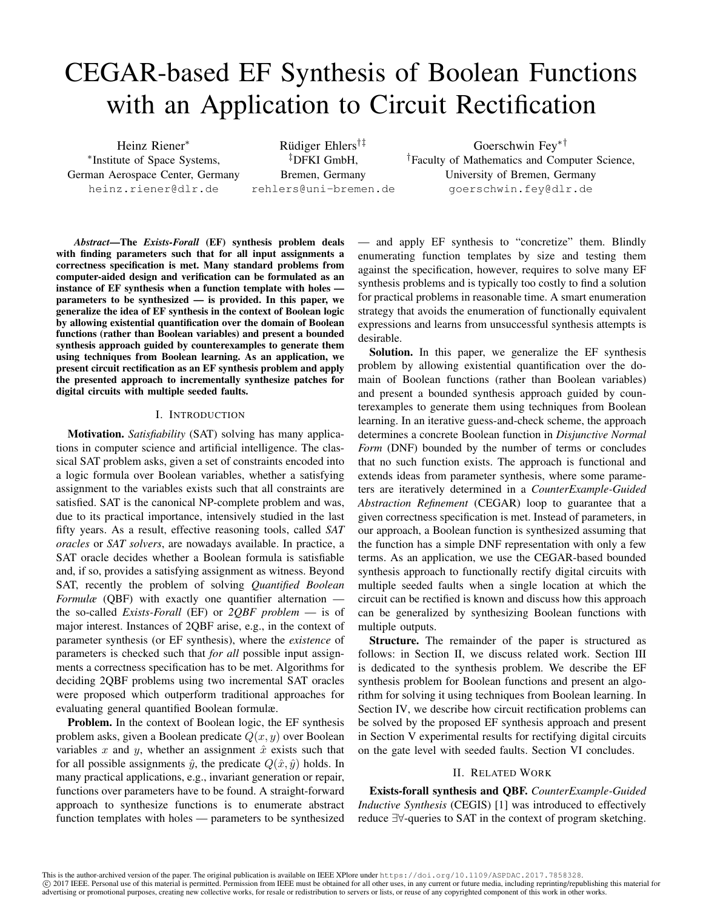# CEGAR-based EF Synthesis of Boolean Functions with an Application to Circuit Rectification

Heinz Riener[*]
[*]Institute of Space Systems,
German Aerospace Center, Germany
heinz.riener@dlr.de

Rüdiger Ehlers[†‡]
[‡]DFKI GmbH,
Bremen, Germany
rehlers@uni-bremen.de

Goerschwin Fey[*†]
[†]Faculty of Mathematics and Computer Science,
University of Bremen, Germany
goerschwin.fey@dlr.de

***Abstract*—The *Exists-Forall* (EF) synthesis problem deals with finding parameters such that for all input assignments a correctness specification is met. Many standard problems from computer-aided design and verification can be formulated as an instance of EF synthesis when a function template with holes — parameters to be synthesized — is provided. In this paper, we generalize the idea of EF synthesis in the context of Boolean logic by allowing existential quantification over the domain of Boolean functions (rather than Boolean variables) and present a bounded synthesis approach guided by counterexamples to generate them using techniques from Boolean learning. As an application, we present circuit rectification as an EF synthesis problem and apply the presented approach to incrementally synthesize patches for digital circuits with multiple seeded faults.**

## I. Introduction

**Motivation.** *Satisfiability* (SAT) solving has many applications in computer science and artificial intelligence. The classical SAT problem asks, given a set of constraints encoded into a logic formula over Boolean variables, whether a satisfying assignment to the variables exists such that all constraints are satisfied. SAT is the canonical NP-complete problem and was, due to its practical importance, intensively studied in the last fifty years. As a result, effective reasoning tools, called *SAT oracles* or *SAT solvers*, are nowadays available. In practice, a SAT oracle decides whether a Boolean formula is satisfiable and, if so, provides a satisfying assignment as witness. Beyond SAT, recently the problem of solving *Quantified Boolean Formulæ* (QBF) with exactly one quantifier alternation — the so-called *Exists-Forall* (EF) or *2QBF problem* — is of major interest. Instances of 2QBF arise, e.g., in the context of parameter synthesis (or EF synthesis), where the *existence* of parameters is checked such that *for all* possible input assignments a correctness specification has to be met. Algorithms for deciding 2QBF problems using two incremental SAT oracles were proposed which outperform traditional approaches for evaluating general quantified Boolean formulæ.

**Problem.** In the context of Boolean logic, the EF synthesis problem asks, given a Boolean predicate $Q(x, y)$ over Boolean variables $x$ and $y$, whether an assignment $\hat{x}$ exists such that for all possible assignments $\hat{y}$, the predicate $Q(\hat{x}, \hat{y})$ holds. In many practical applications, e.g., invariant generation or repair, functions over parameters have to be found. A straight-forward approach to synthesize functions is to enumerate abstract function templates with holes — parameters to be synthesized — and apply EF synthesis to "concretize" them. Blindly enumerating function templates by size and testing them against the specification, however, requires to solve many EF synthesis problems and is typically too costly to find a solution for practical problems in reasonable time. A smart enumeration strategy that avoids the enumeration of functionally equivalent expressions and learns from unsuccessful synthesis attempts is desirable.

**Solution.** In this paper, we generalize the EF synthesis problem by allowing existential quantification over the domain of Boolean functions (rather than Boolean variables) and present a bounded synthesis approach guided by counterexamples to generate them using techniques from Boolean learning. In an iterative guess-and-check scheme, the approach determines a concrete Boolean function in *Disjunctive Normal Form* (DNF) bounded by the number of terms or concludes that no such function exists. The approach is functional and extends ideas from parameter synthesis, where some parameters are iteratively determined in a *CounterExample-Guided Abstraction Refinement* (CEGAR) loop to guarantee that a given correctness specification is met. Instead of parameters, in our approach, a Boolean function is synthesized assuming that the function has a simple DNF representation with only a few terms. As an application, we use the CEGAR-based bounded synthesis approach to functionally rectify digital circuits with multiple seeded faults when a single location at which the circuit can be rectified is known and discuss how this approach can be generalized by synthesizing Boolean functions with multiple outputs.

**Structure.** The remainder of the paper is structured as follows: in Section II, we discuss related work. Section III is dedicated to the synthesis problem. We describe the EF synthesis problem for Boolean functions and present an algorithm for solving it using techniques from Boolean learning. In Section IV, we describe how circuit rectification problems can be solved by the proposed EF synthesis approach and present in Section V experimental results for rectifying digital circuits on the gate level with seeded faults. Section VI concludes.

## II. Related Work

**Exists-forall synthesis and QBF.** *CounterExample-Guided Inductive Synthesis* (CEGIS) [1] was introduced to effectively reduce ∃∀-queries to SAT in the context of program sketching.

This is the author-archived version of the paper. The original publication is available on IEEE XPlore under https://doi.org/10.1109/ASPDAC.2017.7858328.
© 2017 IEEE. Personal use of this material is permitted. Permission from IEEE must be obtained for all other uses, in any current or future media, including reprinting/republishing this material for advertising or promotional purposes, creating new collective works, for resale or redistribution to servers or lists, or reuse of any copyrighted component of this work in other works.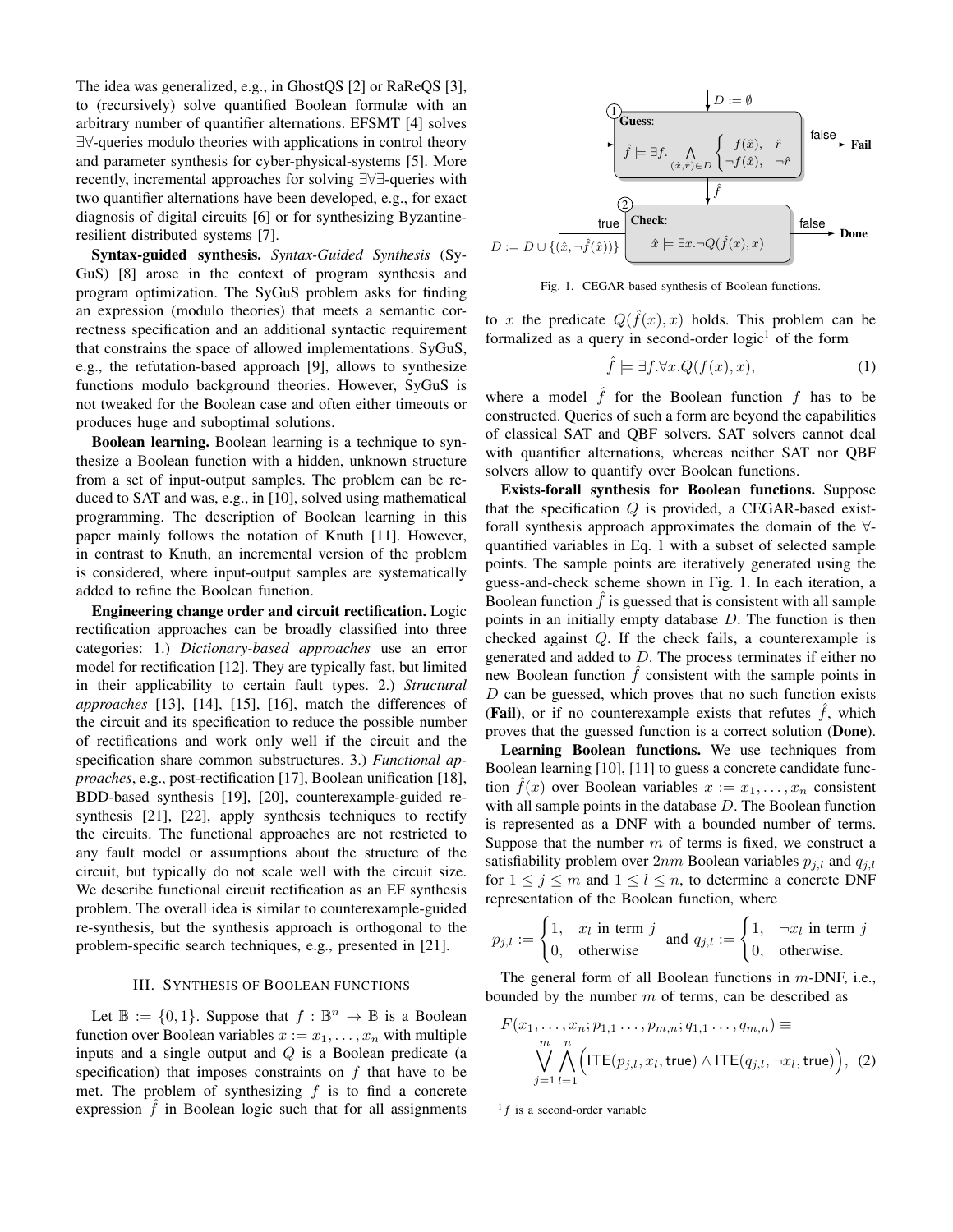The idea was generalized, e.g., in GhostQS [2] or RaReQS [3], to (recursively) solve quantified Boolean formulæ with an arbitrary number of quantifier alternations. EFSMT [4] solves ∃∀-queries modulo theories with applications in control theory and parameter synthesis for cyber-physical-systems [5]. More recently, incremental approaches for solving ∃∀∃-queries with two quantifier alternations have been developed, e.g., for exact diagnosis of digital circuits [6] or for synthesizing Byzantine-resilient distributed systems [7].

**Syntax-guided synthesis.** *Syntax-Guided Synthesis* (SyGuS) [8] arose in the context of program synthesis and program optimization. The SyGuS problem asks for finding an expression (modulo theories) that meets a semantic correctness specification and an additional syntactic requirement that constrains the space of allowed implementations. SyGuS, e.g., the refutation-based approach [9], allows to synthesize functions modulo background theories. However, SyGuS is not tweaked for the Boolean case and often either timeouts or produces huge and suboptimal solutions.

**Boolean learning.** Boolean learning is a technique to synthesize a Boolean function with a hidden, unknown structure from a set of input-output samples. The problem can be reduced to SAT and was, e.g., in [10], solved using mathematical programming. The description of Boolean learning in this paper mainly follows the notation of Knuth [11]. However, in contrast to Knuth, an incremental version of the problem is considered, where input-output samples are systematically added to refine the Boolean function.

**Engineering change order and circuit rectification.** Logic rectification approaches can be broadly classified into three categories: 1.) *Dictionary-based approaches* use an error model for rectification [12]. They are typically fast, but limited in their applicability to certain fault types. 2.) *Structural approaches* [13], [14], [15], [16], match the differences of the circuit and its specification to reduce the possible number of rectifications and work only well if the circuit and the specification share common substructures. 3.) *Functional approaches*, e.g., post-rectification [17], Boolean unification [18], BDD-based synthesis [19], [20], counterexample-guided re-synthesis [21], [22], apply synthesis techniques to rectify the circuits. The functional approaches are not restricted to any fault model or assumptions about the structure of the circuit, but typically do not scale well with the circuit size. We describe functional circuit rectification as an EF synthesis problem. The overall idea is similar to counterexample-guided re-synthesis, but the synthesis approach is orthogonal to the problem-specific search techniques, e.g., presented in [21].

## III. Synthesis of Boolean Functions

Let $\mathbb{B} := \{0, 1\}$. Suppose that $f : \mathbb{B}^n \to \mathbb{B}$ is a Boolean function over Boolean variables $x := x_1, \ldots, x_n$ with multiple inputs and a single output and $Q$ is a Boolean predicate (a specification) that imposes constraints on $f$ that have to be met. The problem of synthesizing $f$ is to find a concrete expression $\hat{f}$ in Boolean logic such that for all assignments to $x$ the predicate $Q(\hat{f}(x), x)$ holds. This problem can be formalized as a query in second-order logic[1] of the form

$$\hat{f} \models \exists f. \forall x. Q(f(x), x), \tag{1}$$

where a model $\hat{f}$ for the Boolean function $f$ has to be constructed. Queries of such a form are beyond the capabilities of classical SAT and QBF solvers. SAT solvers cannot deal with quantifier alternations, whereas neither SAT nor QBF solvers allow to quantify over Boolean functions.

**Exists-forall synthesis for Boolean functions.** Suppose that the specification $Q$ is provided, a CEGAR-based exist-forall synthesis approach approximates the domain of the ∀-quantified variables in Eq. 1 with a subset of selected sample points. The sample points are iteratively generated using the guess-and-check scheme shown in Fig. 1. In each iteration, a Boolean function $\hat{f}$ is guessed that is consistent with all sample points in an initially empty database $D$. The function is then checked against $Q$. If the check fails, a counterexample is generated and added to $D$. The process terminates if either no new Boolean function $\hat{f}$ consistent with the sample points in $D$ can be guessed, which proves that no such function exists (**Fail**), or if no counterexample exists that refutes $\hat{f}$, which proves that the guessed function is a correct solution (**Done**).

$D := \emptyset$

① **Guess**: $\hat{f} \models \exists f. \bigwedge_{(\hat{x},\hat{r}) \in D} \begin{cases} f(\hat{x}), & \hat{r} \\ \neg f(\hat{x}), & \neg\hat{r} \end{cases}$ — false → **Fail**

② **Check**: $\hat{x} \models \exists x. \neg Q(\hat{f}(x), x)$ — false → **Done**; true → $D := D \cup \{(\hat{x}, \neg\hat{f}(\hat{x}))\}$

Fig. 1. CEGAR-based synthesis of Boolean functions.

**Learning Boolean functions.** We use techniques from Boolean learning [10], [11] to guess a concrete candidate function $\hat{f}(x)$ over Boolean variables $x := x_1, \ldots, x_n$ consistent with all sample points in the database $D$. The Boolean function is represented as a DNF with a bounded number of terms. Suppose that the number $m$ of terms is fixed, we construct a satisfiability problem over $2nm$ Boolean variables $p_{j,l}$ and $q_{j,l}$ for $1 \le j \le m$ and $1 \le l \le n$, to determine a concrete DNF representation of the Boolean function, where

$$p_{j,l} := \begin{cases} 1, & x_l \text{ in term } j \\ 0, & \text{otherwise} \end{cases} \quad \text{and} \quad q_{j,l} := \begin{cases} 1, & \neg x_l \text{ in term } j \\ 0, & \text{otherwise.} \end{cases}$$

The general form of all Boolean functions in $m$-DNF, i.e., bounded by the number $m$ of terms, can be described as

$$F(x_1, \ldots, x_n; p_{1,1} \ldots, p_{m,n}; q_{1,1} \ldots, q_{m,n}) \equiv \bigvee_{j=1}^{m} \bigwedge_{l=1}^{n} \Big( \mathsf{ITE}(p_{j,l}, x_l, \mathsf{true}) \wedge \mathsf{ITE}(q_{j,l}, \neg x_l, \mathsf{true}) \Big), \tag{2}$$

[1] $f$ is a second-order variable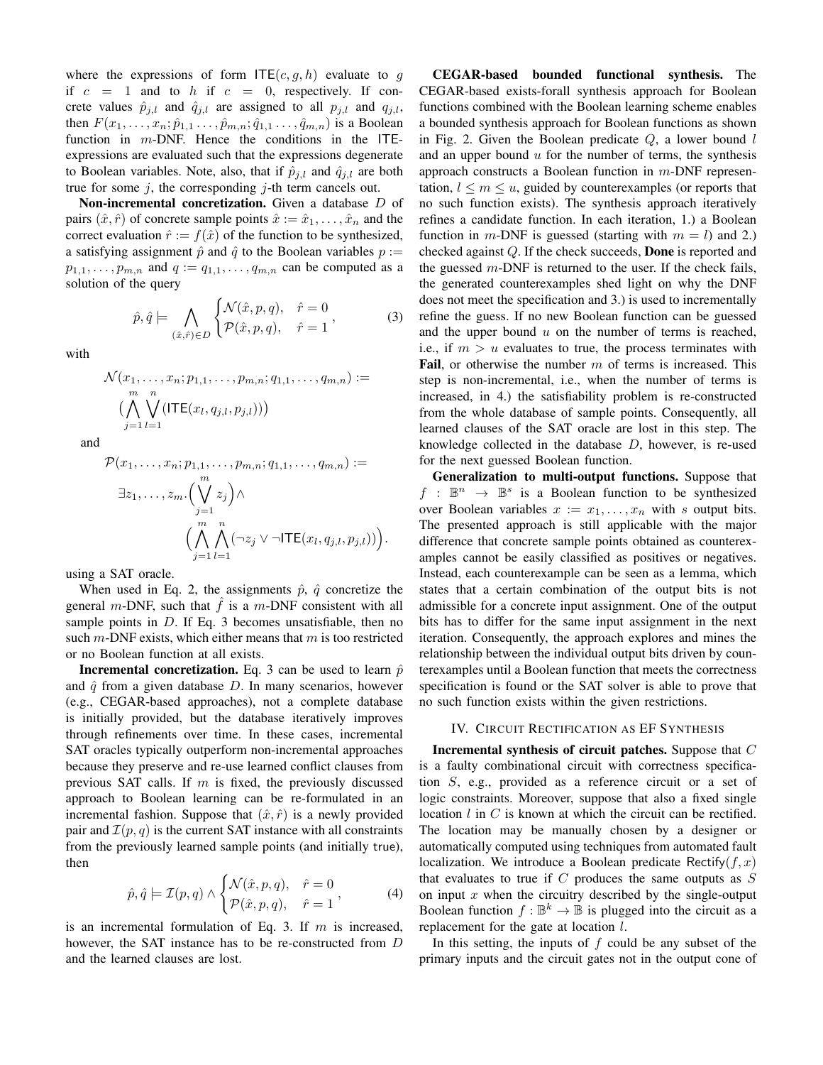where the expressions of form $\mathsf{ITE}(c, g, h)$ evaluate to $g$ if $c = 1$ and to $h$ if $c = 0$, respectively. If concrete values $\hat{p}_{j,l}$ and $\hat{q}_{j,l}$ are assigned to all $p_{j,l}$ and $q_{j,l}$, then $F(x_1, \ldots, x_n; \hat{p}_{1,1} \ldots, \hat{p}_{m,n}; \hat{q}_{1,1} \ldots, \hat{q}_{m,n})$ is a Boolean function in $m$-DNF. Hence the conditions in the ITE-expressions are evaluated such that the expressions degenerate to Boolean variables. Note, also, that if $\hat{p}_{j,l}$ and $\hat{q}_{j,l}$ are both true for some $j$, the corresponding $j$-th term cancels out.

**Non-incremental concretization.** Given a database $D$ of pairs $(\hat{x}, \hat{r})$ of concrete sample points $\hat{x} := \hat{x}_1, \ldots, \hat{x}_n$ and the correct evaluation $\hat{r} := f(\hat{x})$ of the function to be synthesized, a satisfying assignment $\hat{p}$ and $\hat{q}$ to the Boolean variables $p := p_{1,1}, \ldots, p_{m,n}$ and $q := q_{1,1}, \ldots, q_{m,n}$ can be computed as a solution of the query

$$\hat{p}, \hat{q} \models \bigwedge_{(\hat{x},\hat{r}) \in D} \begin{cases} \mathcal{N}(\hat{x}, p, q), & \hat{r} = 0 \\ \mathcal{P}(\hat{x}, p, q), & \hat{r} = 1 \end{cases}, \tag{3}$$

with

$$\mathcal{N}(x_1, \ldots, x_n; p_{1,1}, \ldots, p_{m,n}; q_{1,1}, \ldots, q_{m,n}) := \Big(\bigwedge_{j=1}^{m} \bigvee_{l=1}^{n} (\mathsf{ITE}(x_l, q_{j,l}, p_{j,l}))\Big)$$

and

$$\mathcal{P}(x_1, \ldots, x_n; p_{1,1}, \ldots, p_{m,n}; q_{1,1}, \ldots, q_{m,n}) := \exists z_1, \ldots, z_m . \Big(\bigvee_{j=1}^{m} z_j\Big) \wedge \Big(\bigwedge_{j=1}^{m} \bigwedge_{l=1}^{n} (\neg z_j \vee \neg \mathsf{ITE}(x_l, q_{j,l}, p_{j,l}))\Big).$$

using a SAT oracle.

When used in Eq. 2, the assignments $\hat{p}$, $\hat{q}$ concretize the general $m$-DNF, such that $\hat{f}$ is a $m$-DNF consistent with all sample points in $D$. If Eq. 3 becomes unsatisfiable, then no such $m$-DNF exists, which either means that $m$ is too restricted or no Boolean function at all exists.

**Incremental concretization.** Eq. 3 can be used to learn $\hat{p}$ and $\hat{q}$ from a given database $D$. In many scenarios, however (e.g., CEGAR-based approaches), not a complete database is initially provided, but the database iteratively improves through refinements over time. In these cases, incremental SAT oracles typically outperform non-incremental approaches because they preserve and re-use learned conflict clauses from previous SAT calls. If $m$ is fixed, the previously discussed approach to Boolean learning can be re-formulated in an incremental fashion. Suppose that $(\hat{x}, \hat{r})$ is a newly provided pair and $\mathcal{I}(p, q)$ is the current SAT instance with all constraints from the previously learned sample points (and initially true), then

$$\hat{p}, \hat{q} \models \mathcal{I}(p, q) \wedge \begin{cases} \mathcal{N}(\hat{x}, p, q), & \hat{r} = 0 \\ \mathcal{P}(\hat{x}, p, q), & \hat{r} = 1 \end{cases}, \tag{4}$$

is an incremental formulation of Eq. 3. If $m$ is increased, however, the SAT instance has to be re-constructed from $D$ and the learned clauses are lost.

**CEGAR-based bounded functional synthesis.** The CEGAR-based exists-forall synthesis approach for Boolean functions combined with the Boolean learning scheme enables a bounded synthesis approach for Boolean functions as shown in Fig. 2. Given the Boolean predicate $Q$, a lower bound $l$ and an upper bound $u$ for the number of terms, the synthesis approach constructs a Boolean function in $m$-DNF representation, $l \leq m \leq u$, guided by counterexamples (or reports that no such function exists). The synthesis approach iteratively refines a candidate function. In each iteration, 1.) a Boolean function in $m$-DNF is guessed (starting with $m = l$) and 2.) checked against $Q$. If the check succeeds, **Done** is reported and the guessed $m$-DNF is returned to the user. If the check fails, the generated counterexamples shed light on why the DNF does not meet the specification and 3.) is used to incrementally refine the guess. If no new Boolean function can be guessed and the upper bound $u$ on the number of terms is reached, i.e., if $m > u$ evaluates to true, the process terminates with **Fail**, or otherwise the number $m$ of terms is increased. This step is non-incremental, i.e., when the number of terms is increased, in 4.) the satisfiability problem is re-constructed from the whole database of sample points. Consequently, all learned clauses of the SAT oracle are lost in this step. The knowledge collected in the database $D$, however, is re-used for the next guessed Boolean function.

**Generalization to multi-output functions.** Suppose that $f : \mathbb{B}^n \rightarrow \mathbb{B}^s$ is a Boolean function to be synthesized over Boolean variables $x := x_1, \ldots, x_n$ with $s$ output bits. The presented approach is still applicable with the major difference that concrete sample points obtained as counterexamples cannot be easily classified as positives or negatives. Instead, each counterexample can be seen as a lemma, which states that a certain combination of the output bits is not admissible for a concrete input assignment. One of the output bits has to differ for the same input assignment in the next iteration. Consequently, the approach explores and mines the relationship between the individual output bits driven by counterexamples until a Boolean function that meets the correctness specification is found or the SAT solver is able to prove that no such function exists within the given restrictions.

## IV. Circuit Rectification as EF Synthesis

**Incremental synthesis of circuit patches.** Suppose that $C$ is a faulty combinational circuit with correctness specification $S$, e.g., provided as a reference circuit or a set of logic constraints. Moreover, suppose that also a fixed single location $l$ in $C$ is known at which the circuit can be rectified. The location may be manually chosen by a designer or automatically computed using techniques from automated fault localization. We introduce a Boolean predicate $\mathsf{Rectify}(f, x)$ that evaluates to true if $C$ produces the same outputs as $S$ on input $x$ when the circuitry described by the single-output Boolean function $f : \mathbb{B}^k \rightarrow \mathbb{B}$ is plugged into the circuit as a replacement for the gate at location $l$.

In this setting, the inputs of $f$ could be any subset of the primary inputs and the circuit gates not in the output cone of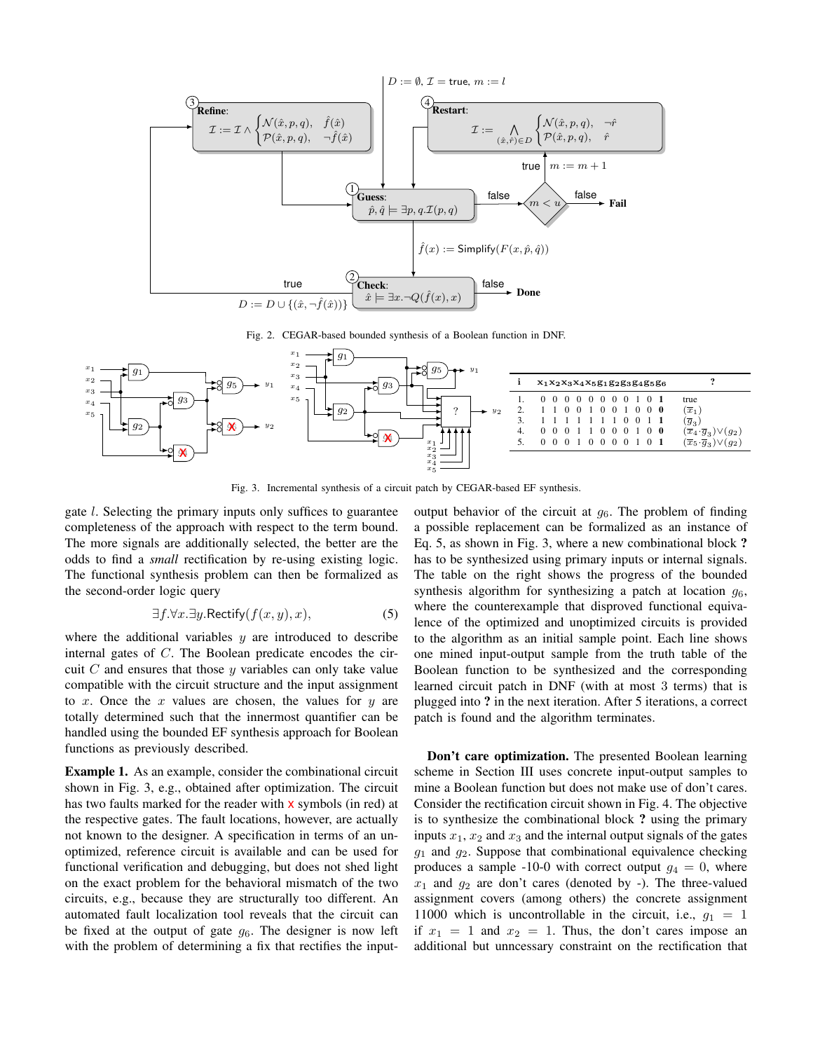Fig. 2. CEGAR-based bounded synthesis of a Boolean function in DNF.

Fig. 3. Incremental synthesis of a circuit patch by CEGAR-based EF synthesis.

| i | $x_1x_2x_3x_4x_5g_1g_2g_3g_4g_5g_6$ | ? |
|---|---|---|
| 1. | 0 0 0 0 0 0 0 0 1 0 **1** | true |
| 2. | 1 1 0 0 1 0 0 1 0 0 **0** | $(\overline{x}_1)$ |
| 3. | 1 1 1 1 1 1 1 0 0 1 **1** | $(\overline{g}_3)$ |
| 4. | 0 0 0 1 1 0 0 0 1 0 **0** | $(\overline{x}_4 \cdot \overline{g}_3) \vee (g_2)$ |
| 5. | 0 0 0 1 0 0 0 0 1 0 **1** | $(\overline{x}_5 \cdot \overline{g}_3) \vee (g_2)$ |

gate $l$. Selecting the primary inputs only suffices to guarantee completeness of the approach with respect to the term bound. The more signals are additionally selected, the better are the odds to find a *small* rectification by re-using existing logic. The functional synthesis problem can then be formalized as the second-order logic query

$$\exists f. \forall x. \exists y. \mathsf{Rectify}(f(x, y), x), \tag{5}$$

where the additional variables $y$ are introduced to describe internal gates of $C$. The Boolean predicate encodes the circuit $C$ and ensures that those $y$ variables can only take value compatible with the circuit structure and the input assignment to $x$. Once the $x$ values are chosen, the values for $y$ are totally determined such that the innermost quantifier can be handled using the bounded EF synthesis approach for Boolean functions as previously described.

**Example 1.** As an example, consider the combinational circuit shown in Fig. 3, e.g., obtained after optimization. The circuit has two faults marked for the reader with x symbols (in red) at the respective gates. The fault locations, however, are actually not known to the designer. A specification in terms of an unoptimized, reference circuit is available and can be used for functional verification and debugging, but does not shed light on the exact problem for the behavioral mismatch of the two circuits, e.g., because they are structurally too different. An automated fault localization tool reveals that the circuit can be fixed at the output of gate $g_6$. The designer is now left with the problem of determining a fix that rectifies the input-output behavior of the circuit at $g_6$. The problem of finding a possible replacement can be formalized as an instance of Eq. 5, as shown in Fig. 3, where a new combinational block **?** has to be synthesized using primary inputs or internal signals. The table on the right shows the progress of the bounded synthesis algorithm for synthesizing a patch at location $g_6$, where the counterexample that disproved functional equivalence of the optimized and unoptimized circuits is provided to the algorithm as an initial sample point. Each line shows one mined input-output sample from the truth table of the Boolean function to be synthesized and the corresponding learned circuit patch in DNF (with at most 3 terms) that is plugged into **?** in the next iteration. After 5 iterations, a correct patch is found and the algorithm terminates.

**Don't care optimization.** The presented Boolean learning scheme in Section III uses concrete input-output samples to mine a Boolean function but does not make use of don't cares. Consider the rectification circuit shown in Fig. 4. The objective is to synthesize the combinational block **?** using the primary inputs $x_1$, $x_2$ and $x_3$ and the internal output signals of the gates $g_1$ and $g_2$. Suppose that combinational equivalence checking produces a sample -10-0 with correct output $g_4 = 0$, where $x_1$ and $g_2$ are don't cares (denoted by -). The three-valued assignment covers (among others) the concrete assignment 11000 which is uncontrollable in the circuit, i.e., $g_1 = 1$ if $x_1 = 1$ and $x_2 = 1$. Thus, the don't cares impose an additional but unncessary constraint on the rectification that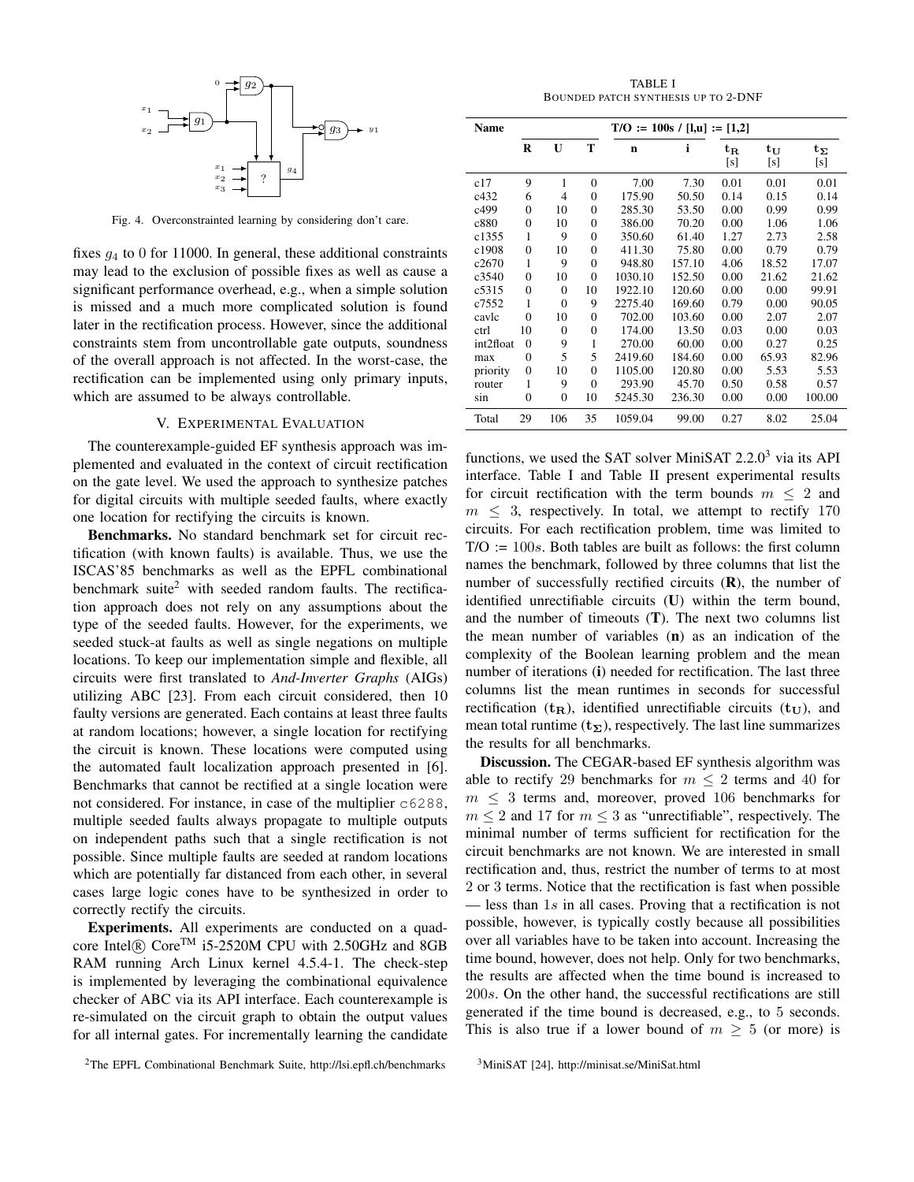Fig. 4. Overconstrainted learning by considering don't care.

fixes $g_4$ to 0 for 11000. In general, these additional constraints may lead to the exclusion of possible fixes as well as cause a significant performance overhead, e.g., when a simple solution is missed and a much more complicated solution is found later in the rectification process. However, since the additional constraints stem from uncontrollable gate outputs, soundness of the overall approach is not affected. In the worst-case, the rectification can be implemented using only primary inputs, which are assumed to be always controllable.

## V. Experimental Evaluation

The counterexample-guided EF synthesis approach was implemented and evaluated in the context of circuit rectification on the gate level. We used the approach to synthesize patches for digital circuits with multiple seeded faults, where exactly one location for rectifying the circuits is known.

**Benchmarks.** No standard benchmark set for circuit rectification (with known faults) is available. Thus, we use the ISCAS'85 benchmarks as well as the EPFL combinational benchmark suite[2] with seeded random faults. The rectification approach does not rely on any assumptions about the type of the seeded faults. However, for the experiments, we seeded stuck-at faults as well as single negations on multiple locations. To keep our implementation simple and flexible, all circuits were first translated to *And-Inverter Graphs* (AIGs) utilizing ABC [23]. From each circuit considered, then 10 faulty versions are generated. Each contains at least three faults at random locations; however, a single location for rectifying the circuit is known. These locations were computed using the automated fault localization approach presented in [6]. Benchmarks that cannot be rectified at a single location were not considered. For instance, in case of the multiplier c6288, multiple seeded faults always propagate to multiple outputs on independent paths such that a single rectification is not possible. Since multiple faults are seeded at random locations which are potentially far distanced from each other, in several cases large logic cones have to be synthesized in order to correctly rectify the circuits.

**Experiments.** All experiments are conducted on a quad-core Intel® Core™ i5-2520M CPU with 2.50GHz and 8GB RAM running Arch Linux kernel 4.5.4-1. The check-step is implemented by leveraging the combinational equivalence checker of ABC via its API interface. Each counterexample is re-simulated on the circuit graph to obtain the output values for all internal gates. For incrementally learning the candidate functions, we used the SAT solver MiniSAT 2.2.0[3] via its API interface. Table I and Table II present experimental results for circuit rectification with the term bounds $m \leq 2$ and $m \leq 3$, respectively. In total, we attempt to rectify 170 circuits. For each rectification problem, time was limited to T/O := $100s$. Both tables are built as follows: the first column names the benchmark, followed by three columns that list the number of successfully rectified circuits (**R**), the number of identified unrectifiable circuits (**U**) within the term bound, and the number of timeouts (**T**). The next two columns list the mean number of variables (**n**) as an indication of the complexity of the Boolean learning problem and the mean number of iterations (**i**) needed for rectification. The last three columns list the mean runtimes in seconds for successful rectification ($\mathbf{t_R}$), identified unrectifiable circuits ($\mathbf{t_U}$), and mean total runtime ($\mathbf{t_\Sigma}$), respectively. The last line summarizes the results for all benchmarks.

TABLE I
Bounded patch synthesis up to 2-DNF

| Name | T/O := 100s / [l,u] := [1,2] | | | | | | | |
|---|---|---|---|---|---|---|---|---|
| | **R** | **U** | **T** | **n** | **i** | $\mathbf{t_R}$ [s] | $\mathbf{t_U}$ [s] | $\mathbf{t_\Sigma}$ [s] |
| c17 | 9 | 1 | 0 | 7.00 | 7.30 | 0.01 | 0.01 | 0.01 |
| c432 | 6 | 4 | 0 | 175.90 | 50.50 | 0.14 | 0.15 | 0.14 |
| c499 | 0 | 10 | 0 | 285.30 | 53.50 | 0.00 | 0.99 | 0.99 |
| c880 | 0 | 10 | 0 | 386.00 | 70.20 | 0.00 | 1.06 | 1.06 |
| c1355 | 1 | 9 | 0 | 350.60 | 61.40 | 1.27 | 2.73 | 2.58 |
| c1908 | 0 | 10 | 0 | 411.30 | 75.80 | 0.00 | 0.79 | 0.79 |
| c2670 | 1 | 9 | 0 | 948.80 | 157.10 | 4.06 | 18.52 | 17.07 |
| c3540 | 0 | 10 | 0 | 1030.10 | 152.50 | 0.00 | 21.62 | 21.62 |
| c5315 | 0 | 0 | 10 | 1922.10 | 120.60 | 0.00 | 0.00 | 99.91 |
| c7552 | 1 | 0 | 9 | 2275.40 | 169.60 | 0.79 | 0.00 | 90.05 |
| cavlc | 0 | 10 | 0 | 702.00 | 103.60 | 0.00 | 2.07 | 2.07 |
| ctrl | 10 | 0 | 0 | 174.00 | 13.50 | 0.03 | 0.00 | 0.03 |
| int2float | 0 | 9 | 1 | 270.00 | 60.00 | 0.00 | 0.27 | 0.25 |
| max | 0 | 5 | 5 | 2419.60 | 184.60 | 0.00 | 65.93 | 82.96 |
| priority | 0 | 10 | 0 | 1105.00 | 120.80 | 0.00 | 5.53 | 5.53 |
| router | 1 | 9 | 0 | 293.90 | 45.70 | 0.50 | 0.58 | 0.57 |
| sin | 0 | 0 | 10 | 5245.30 | 236.30 | 0.00 | 0.00 | 100.00 |
| Total | 29 | 106 | 35 | 1059.04 | 99.00 | 0.27 | 8.02 | 25.04 |

**Discussion.** The CEGAR-based EF synthesis algorithm was able to rectify 29 benchmarks for $m \leq 2$ terms and 40 for $m \leq 3$ terms and, moreover, proved 106 benchmarks for $m \leq 2$ and 17 for $m \leq 3$ as "unrectifiable", respectively. The minimal number of terms sufficient for rectification for the circuit benchmarks are not known. We are interested in small rectification and, thus, restrict the number of terms to at most 2 or 3 terms. Notice that the rectification is fast when possible — less than $1s$ in all cases. Proving that a rectification is not possible, however, is typically costly because all possibilities over all variables have to be taken into account. Increasing the time bound, however, does not help. Only for two benchmarks, the results are affected when the time bound is increased to $200s$. On the other hand, the successful rectifications are still generated if the time bound is decreased, e.g., to 5 seconds. This is also true if a lower bound of $m \geq 5$ (or more) is

[2] The EPFL Combinational Benchmark Suite, http://lsi.epfl.ch/benchmarks

[3] MiniSAT [24], http://minisat.se/MiniSat.html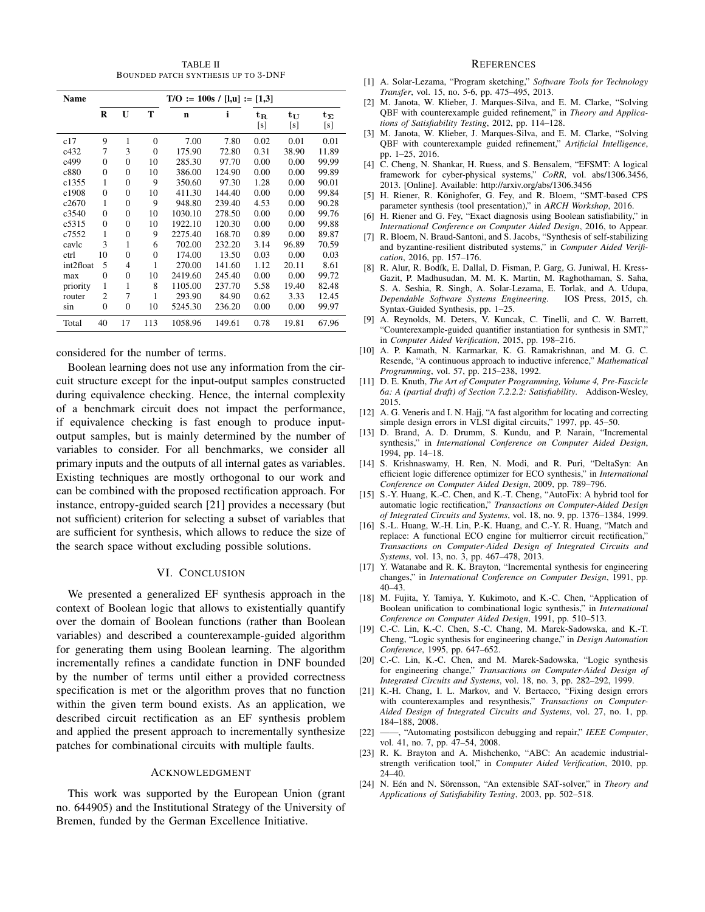TABLE II
BOUNDED PATCH SYNTHESIS UP TO 3-DNF

| Name | T/O := 100s / [l,u] := [1,3] | | | | | | | |
|---|---|---|---|---|---|---|---|---|
| | **R** | **U** | **T** | **n** | **i** | $t_R$ [s] | $t_U$ [s] | $t_\Sigma$ [s] |
| c17 | 9 | 1 | 0 | 7.00 | 7.80 | 0.02 | 0.01 | 0.01 |
| c432 | 7 | 3 | 0 | 175.90 | 72.80 | 0.31 | 38.90 | 11.89 |
| c499 | 0 | 0 | 10 | 285.30 | 97.70 | 0.00 | 0.00 | 99.99 |
| c880 | 0 | 0 | 10 | 386.00 | 124.90 | 0.00 | 0.00 | 99.89 |
| c1355 | 1 | 0 | 9 | 350.60 | 97.30 | 1.28 | 0.00 | 90.01 |
| c1908 | 0 | 0 | 10 | 411.30 | 144.40 | 0.00 | 0.00 | 99.84 |
| c2670 | 1 | 0 | 9 | 948.80 | 239.40 | 4.53 | 0.00 | 90.28 |
| c3540 | 0 | 0 | 10 | 1030.10 | 278.50 | 0.00 | 0.00 | 99.76 |
| c5315 | 0 | 0 | 10 | 1922.10 | 120.30 | 0.00 | 0.00 | 99.88 |
| c7552 | 1 | 0 | 9 | 2275.40 | 168.70 | 0.89 | 0.00 | 89.87 |
| cavlc | 3 | 1 | 6 | 702.00 | 232.20 | 3.14 | 96.89 | 70.59 |
| ctrl | 10 | 0 | 0 | 174.00 | 13.50 | 0.03 | 0.00 | 0.03 |
| int2float | 5 | 4 | 1 | 270.00 | 141.60 | 1.12 | 20.11 | 8.61 |
| max | 0 | 0 | 10 | 2419.60 | 245.40 | 0.00 | 0.00 | 99.72 |
| priority | 1 | 1 | 8 | 1105.00 | 237.70 | 5.58 | 19.40 | 82.48 |
| router | 2 | 7 | 1 | 293.90 | 84.90 | 0.62 | 3.33 | 12.45 |
| sin | 0 | 0 | 10 | 5245.30 | 236.20 | 0.00 | 0.00 | 99.97 |
| Total | 40 | 17 | 113 | 1058.96 | 149.61 | 0.78 | 19.81 | 67.96 |

considered for the number of terms.

Boolean learning does not use any information from the circuit structure except for the input-output samples constructed during equivalence checking. Hence, the internal complexity of a benchmark circuit does not impact the performance, if equivalence checking is fast enough to produce input-output samples, but is mainly determined by the number of variables to consider. For all benchmarks, we consider all primary inputs and the outputs of all internal gates as variables. Existing techniques are mostly orthogonal to our work and can be combined with the proposed rectification approach. For instance, entropy-guided search [21] provides a necessary (but not sufficient) criterion for selecting a subset of variables that are sufficient for synthesis, which allows to reduce the size of the search space without excluding possible solutions.

## VI. Conclusion

We presented a generalized EF synthesis approach in the context of Boolean logic that allows to existentially quantify over the domain of Boolean functions (rather than Boolean variables) and described a counterexample-guided algorithm for generating them using Boolean learning. The algorithm incrementally refines a candidate function in DNF bounded by the number of terms until either a provided correctness specification is met or the algorithm proves that no function within the given term bound exists. As an application, we described circuit rectification as an EF synthesis problem and applied the present approach to incrementally synthesize patches for combinational circuits with multiple faults.

## Acknowledgment

This work was supported by the European Union (grant no. 644905) and the Institutional Strategy of the University of Bremen, funded by the German Excellence Initiative.

## References

[1] A. Solar-Lezama, "Program sketching," *Software Tools for Technology Transfer*, vol. 15, no. 5-6, pp. 475–495, 2013.

[2] M. Janota, W. Klieber, J. Marques-Silva, and E. M. Clarke, "Solving QBF with counterexample guided refinement," in *Theory and Applications of Satisfiability Testing*, 2012, pp. 114–128.

[3] M. Janota, W. Klieber, J. Marques-Silva, and E. M. Clarke, "Solving QBF with counterexample guided refinement," *Artificial Intelligence*, pp. 1–25, 2016.

[4] C. Cheng, N. Shankar, H. Ruess, and S. Bensalem, "EFSMT: A logical framework for cyber-physical systems," *CoRR*, vol. abs/1306.3456, 2013. [Online]. Available: http://arxiv.org/abs/1306.3456

[5] H. Riener, R. Könighofer, G. Fey, and R. Bloem, "SMT-based CPS parameter synthesis (tool presentation)," in *ARCH Workshop*, 2016.

[6] H. Riener and G. Fey, "Exact diagnosis using Boolean satisfiability," in *International Conference on Computer Aided Design*, 2016, to Appear.

[7] R. Bloem, N. Braud-Santoni, and S. Jacobs, "Synthesis of self-stabilizing and byzantine-resilient distributed systems," in *Computer Aided Verification*, 2016, pp. 157–176.

[8] R. Alur, R. Bodík, E. Dallal, D. Fisman, P. Garg, G. Juniwal, H. Kress-Gazit, P. Madhusudan, M. M. K. Martin, M. Raghothaman, S. Saha, S. A. Seshia, R. Singh, A. Solar-Lezama, E. Torlak, and A. Udupa, *Dependable Software Systems Engineering*. IOS Press, 2015, ch. Syntax-Guided Synthesis, pp. 1–25.

[9] A. Reynolds, M. Deters, V. Kuncak, C. Tinelli, and C. W. Barrett, "Counterexample-guided quantifier instantiation for synthesis in SMT," in *Computer Aided Verification*, 2015, pp. 198–216.

[10] A. P. Kamath, N. Karmarkar, K. G. Ramakrishnan, and M. G. C. Resende, "A continuous approach to inductive inference," *Mathematical Programming*, vol. 57, pp. 215–238, 1992.

[11] D. E. Knuth, *The Art of Computer Programming, Volume 4, Pre-Fascicle 6a: A (partial draft) of Section 7.2.2.2: Satisfiability*. Addison-Wesley, 2015.

[12] A. G. Veneris and I. N. Hajj, "A fast algorithm for locating and correcting simple design errors in VLSI digital circuits," 1997, pp. 45–50.

[13] D. Brand, A. D. Drumm, S. Kundu, and P. Narain, "Incremental synthesis," in *International Conference on Computer Aided Design*, 1994, pp. 14–18.

[14] S. Krishnaswamy, H. Ren, N. Modi, and R. Puri, "DeltaSyn: An efficient logic difference optimizer for ECO synthesis," in *International Conference on Computer Aided Design*, 2009, pp. 789–796.

[15] S.-Y. Huang, K.-C. Chen, and K.-T. Cheng, "AutoFix: A hybrid tool for automatic logic rectification," *Transactions on Computer-Aided Design of Integrated Circuits and Systems*, vol. 18, no. 9, pp. 1376–1384, 1999.

[16] S.-L. Huang, W.-H. Lin, P.-K. Huang, and C.-Y. R. Huang, "Match and replace: A functional ECO engine for multierror circuit rectification," *Transactions on Computer-Aided Design of Integrated Circuits and Systems*, vol. 13, no. 3, pp. 467–478, 2013.

[17] Y. Watanabe and R. K. Brayton, "Incremental synthesis for engineering changes," in *International Conference on Computer Design*, 1991, pp. 40–43.

[18] M. Fujita, Y. Tamiya, Y. Kukimoto, and K.-C. Chen, "Application of Boolean unification to combinational logic synthesis," in *International Conference on Computer Aided Design*, 1991, pp. 510–513.

[19] C.-C. Lin, K.-C. Chen, S.-C. Chang, M. Marek-Sadowska, and K.-T. Cheng, "Logic synthesis for engineering change," in *Design Automation Conference*, 1995, pp. 647–652.

[20] C.-C. Lin, K.-C. Chen, and M. Marek-Sadowska, "Logic synthesis for engineering change," *Transactions on Computer-Aided Design of Integrated Circuits and Systems*, vol. 18, no. 3, pp. 282–292, 1999.

[21] K.-H. Chang, I. L. Markov, and V. Bertacco, "Fixing design errors with counterexamples and resynthesis," *Transactions on Computer-Aided Design of Integrated Circuits and Systems*, vol. 27, no. 1, pp. 184–188, 2008.

[22] ——, "Automating postsilicon debugging and repair," *IEEE Computer*, vol. 41, no. 7, pp. 47–54, 2008.

[23] R. K. Brayton and A. Mishchenko, "ABC: An academic industrial-strength verification tool," in *Computer Aided Verification*, 2010, pp. 24–40.

[24] N. Eén and N. Sörensson, "An extensible SAT-solver," in *Theory and Applications of Satisfiability Testing*, 2003, pp. 502–518.